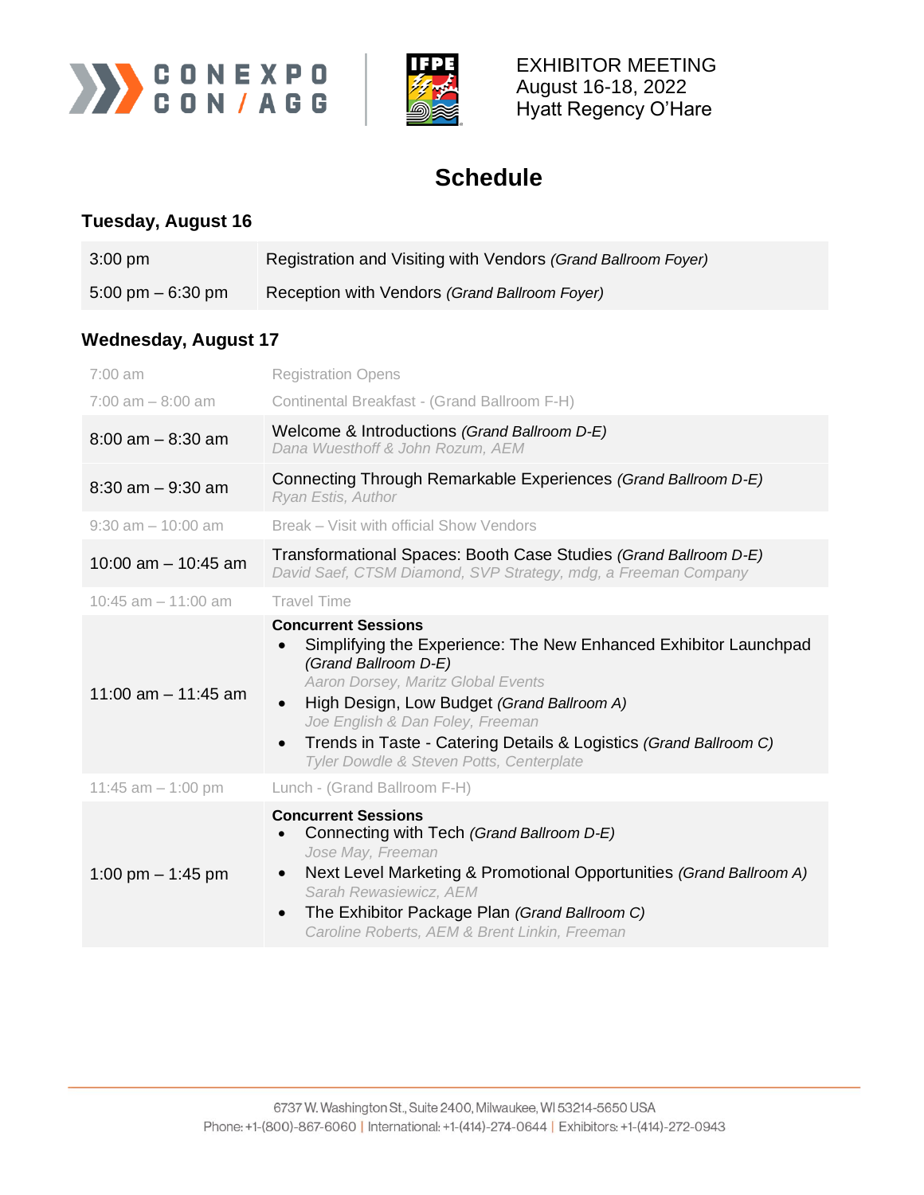CONEXPO CON/AGG | IFPE

EXHIBITOR MEETING
August 16-18, 2022
Hyatt Regency O'Hare

# Schedule

## Tuesday, August 16

| | |
|---|---|
| 3:00 pm | Registration and Visiting with Vendors *(Grand Ballroom Foyer)* |
| 5:00 pm – 6:30 pm | Reception with Vendors *(Grand Ballroom Foyer)* |

## Wednesday, August 17

| | |
|---|---|
| 7:00 am | Registration Opens |
| 7:00 am – 8:00 am | Continental Breakfast - (Grand Ballroom F-H) |
| 8:00 am – 8:30 am | Welcome & Introductions *(Grand Ballroom D-E)*<br>*Dana Wuesthoff & John Rozum, AEM* |
| 8:30 am – 9:30 am | Connecting Through Remarkable Experiences *(Grand Ballroom D-E)*<br>*Ryan Estis, Author* |
| 9:30 am – 10:00 am | Break – Visit with official Show Vendors |
| 10:00 am – 10:45 am | Transformational Spaces: Booth Case Studies *(Grand Ballroom D-E)*<br>*David Saef, CTSM Diamond, SVP Strategy, mdg, a Freeman Company* |
| 10:45 am – 11:00 am | Travel Time |
| 11:00 am – 11:45 am | **Concurrent Sessions**<br>• Simplifying the Experience: The New Enhanced Exhibitor Launchpad *(Grand Ballroom D-E)* *Aaron Dorsey, Maritz Global Events*<br>• High Design, Low Budget *(Grand Ballroom A)* *Joe English & Dan Foley, Freeman*<br>• Trends in Taste - Catering Details & Logistics *(Grand Ballroom C)* *Tyler Dowdle & Steven Potts, Centerplate* |
| 11:45 am – 1:00 pm | Lunch - (Grand Ballroom F-H) |
| 1:00 pm – 1:45 pm | **Concurrent Sessions**<br>• Connecting with Tech *(Grand Ballroom D-E)* *Jose May, Freeman*<br>• Next Level Marketing & Promotional Opportunities *(Grand Ballroom A)* *Sarah Rewasiewicz, AEM*<br>• The Exhibitor Package Plan *(Grand Ballroom C)* *Caroline Roberts, AEM & Brent Linkin, Freeman* |

6737 W. Washington St., Suite 2400, Milwaukee, WI 53214-5650 USA
Phone: +1-(800)-867-6060 | International: +1-(414)-274-0644 | Exhibitors: +1-(414)-272-0943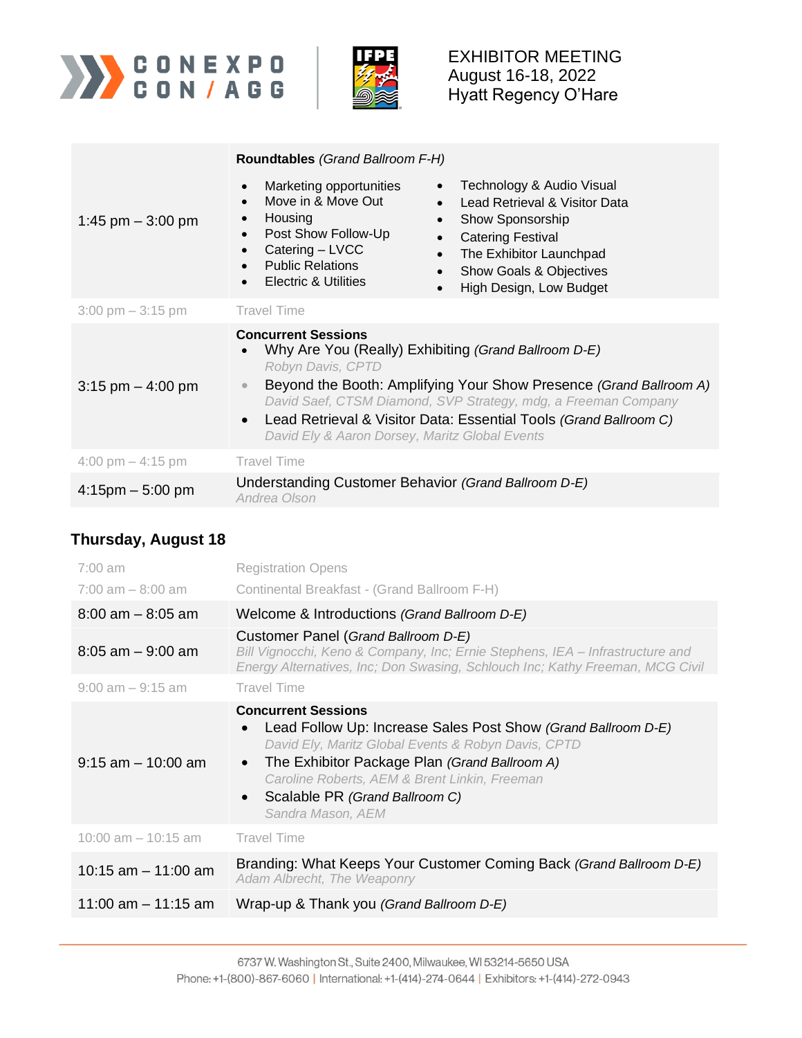EXHIBITOR MEETING
August 16-18, 2022
Hyatt Regency O'Hare

| | |
|---|---|
| 1:45 pm – 3:00 pm | **Roundtables** *(Grand Ballroom F-H)*<br>• Marketing opportunities<br>• Move in & Move Out<br>• Housing<br>• Post Show Follow-Up<br>• Catering – LVCC<br>• Public Relations<br>• Electric & Utilities<br>• Technology & Audio Visual<br>• Lead Retrieval & Visitor Data<br>• Show Sponsorship<br>• Catering Festival<br>• The Exhibitor Launchpad<br>• Show Goals & Objectives<br>• High Design, Low Budget |
| 3:00 pm – 3:15 pm | Travel Time |
| 3:15 pm – 4:00 pm | **Concurrent Sessions**<br>• Why Are You (Really) Exhibiting *(Grand Ballroom D-E)*<br>*Robyn Davis, CPTD*<br>• Beyond the Booth: Amplifying Your Show Presence *(Grand Ballroom A)*<br>*David Saef, CTSM Diamond, SVP Strategy, mdg, a Freeman Company*<br>• Lead Retrieval & Visitor Data: Essential Tools *(Grand Ballroom C)*<br>*David Ely & Aaron Dorsey, Maritz Global Events* |
| 4:00 pm – 4:15 pm | Travel Time |
| 4:15pm – 5:00 pm | Understanding Customer Behavior *(Grand Ballroom D-E)*<br>*Andrea Olson* |

## Thursday, August 18

| | |
|---|---|
| 7:00 am | Registration Opens |
| 7:00 am – 8:00 am | Continental Breakfast - (Grand Ballroom F-H) |
| 8:00 am – 8:05 am | Welcome & Introductions *(Grand Ballroom D-E)* |
| 8:05 am – 9:00 am | Customer Panel *(Grand Ballroom D-E)*<br>*Bill Vignocchi, Keno & Company, Inc; Ernie Stephens, IEA – Infrastructure and Energy Alternatives, Inc; Don Swasing, Schlouch Inc; Kathy Freeman, MCG Civil* |
| 9:00 am – 9:15 am | Travel Time |
| 9:15 am – 10:00 am | **Concurrent Sessions**<br>• Lead Follow Up: Increase Sales Post Show *(Grand Ballroom D-E)*<br>*David Ely, Maritz Global Events & Robyn Davis, CPTD*<br>• The Exhibitor Package Plan *(Grand Ballroom A)*<br>*Caroline Roberts, AEM & Brent Linkin, Freeman*<br>• Scalable PR *(Grand Ballroom C)*<br>*Sandra Mason, AEM* |
| 10:00 am – 10:15 am | Travel Time |
| 10:15 am – 11:00 am | Branding: What Keeps Your Customer Coming Back *(Grand Ballroom D-E)*<br>*Adam Albrecht, The Weaponry* |
| 11:00 am – 11:15 am | Wrap-up & Thank you *(Grand Ballroom D-E)* |

6737 W. Washington St., Suite 2400, Milwaukee, WI 53214-5650 USA
Phone: +1-(800)-867-6060 | International: +1-(414)-274-0644 | Exhibitors: +1-(414)-272-0943